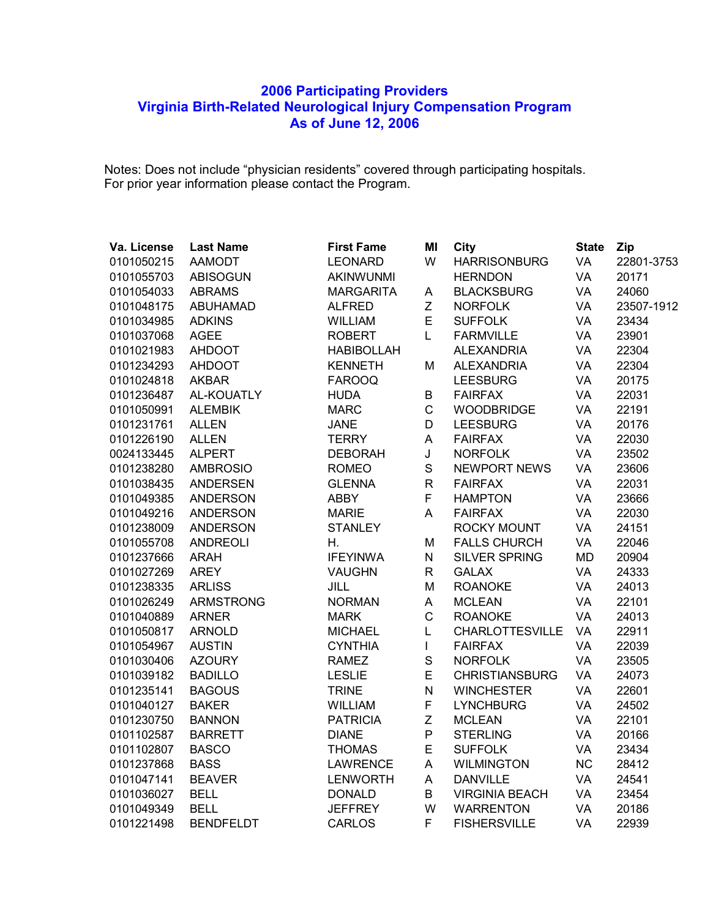# 2006 Participating Providers
# Virginia Birth-Related Neurological Injury Compensation Program
# As of June 12, 2006

Notes: Does not include “physician residents” covered through participating hospitals.
For prior year information please contact the Program.

| Va. License | Last Name | First Fame | MI | City | State | Zip |
|---|---|---|---|---|---|---|
| 0101050215 | AAMODT | LEONARD | W | HARRISONBURG | VA | 22801-3753 |
| 0101055703 | ABISOGUN | AKINWUNMI | | HERNDON | VA | 20171 |
| 0101054033 | ABRAMS | MARGARITA | A | BLACKSBURG | VA | 24060 |
| 0101048175 | ABUHAMAD | ALFRED | Z | NORFOLK | VA | 23507-1912 |
| 0101034985 | ADKINS | WILLIAM | E | SUFFOLK | VA | 23434 |
| 0101037068 | AGEE | ROBERT | L | FARMVILLE | VA | 23901 |
| 0101021983 | AHDOOT | HABIBOLLAH | | ALEXANDRIA | VA | 22304 |
| 0101234293 | AHDOOT | KENNETH | M | ALEXANDRIA | VA | 22304 |
| 0101024818 | AKBAR | FAROOQ | | LEESBURG | VA | 20175 |
| 0101236487 | AL-KOUATLY | HUDA | B | FAIRFAX | VA | 22031 |
| 0101050991 | ALEMBIK | MARC | C | WOODBRIDGE | VA | 22191 |
| 0101231761 | ALLEN | JANE | D | LEESBURG | VA | 20176 |
| 0101226190 | ALLEN | TERRY | A | FAIRFAX | VA | 22030 |
| 0024133445 | ALPERT | DEBORAH | J | NORFOLK | VA | 23502 |
| 0101238280 | AMBROSIO | ROMEO | S | NEWPORT NEWS | VA | 23606 |
| 0101038435 | ANDERSEN | GLENNA | R | FAIRFAX | VA | 22031 |
| 0101049385 | ANDERSON | ABBY | F | HAMPTON | VA | 23666 |
| 0101049216 | ANDERSON | MARIE | A | FAIRFAX | VA | 22030 |
| 0101238009 | ANDERSON | STANLEY | | ROCKY MOUNT | VA | 24151 |
| 0101055708 | ANDREOLI | H. | M | FALLS CHURCH | VA | 22046 |
| 0101237666 | ARAH | IFEYINWA | N | SILVER SPRING | MD | 20904 |
| 0101027269 | AREY | VAUGHN | R | GALAX | VA | 24333 |
| 0101238335 | ARLISS | JILL | M | ROANOKE | VA | 24013 |
| 0101026249 | ARMSTRONG | NORMAN | A | MCLEAN | VA | 22101 |
| 0101040889 | ARNER | MARK | C | ROANOKE | VA | 24013 |
| 0101050817 | ARNOLD | MICHAEL | L | CHARLOTTESVILLE | VA | 22911 |
| 0101054967 | AUSTIN | CYNTHIA | I | FAIRFAX | VA | 22039 |
| 0101030406 | AZOURY | RAMEZ | S | NORFOLK | VA | 23505 |
| 0101039182 | BADILLO | LESLIE | E | CHRISTIANSBURG | VA | 24073 |
| 0101235141 | BAGOUS | TRINE | N | WINCHESTER | VA | 22601 |
| 0101040127 | BAKER | WILLIAM | F | LYNCHBURG | VA | 24502 |
| 0101230750 | BANNON | PATRICIA | Z | MCLEAN | VA | 22101 |
| 0101102587 | BARRETT | DIANE | P | STERLING | VA | 20166 |
| 0101102807 | BASCO | THOMAS | E | SUFFOLK | VA | 23434 |
| 0101237868 | BASS | LAWRENCE | A | WILMINGTON | NC | 28412 |
| 0101047141 | BEAVER | LENWORTH | A | DANVILLE | VA | 24541 |
| 0101036027 | BELL | DONALD | B | VIRGINIA BEACH | VA | 23454 |
| 0101049349 | BELL | JEFFREY | W | WARRENTON | VA | 20186 |
| 0101221498 | BENDFELDT | CARLOS | F | FISHERSVILLE | VA | 22939 |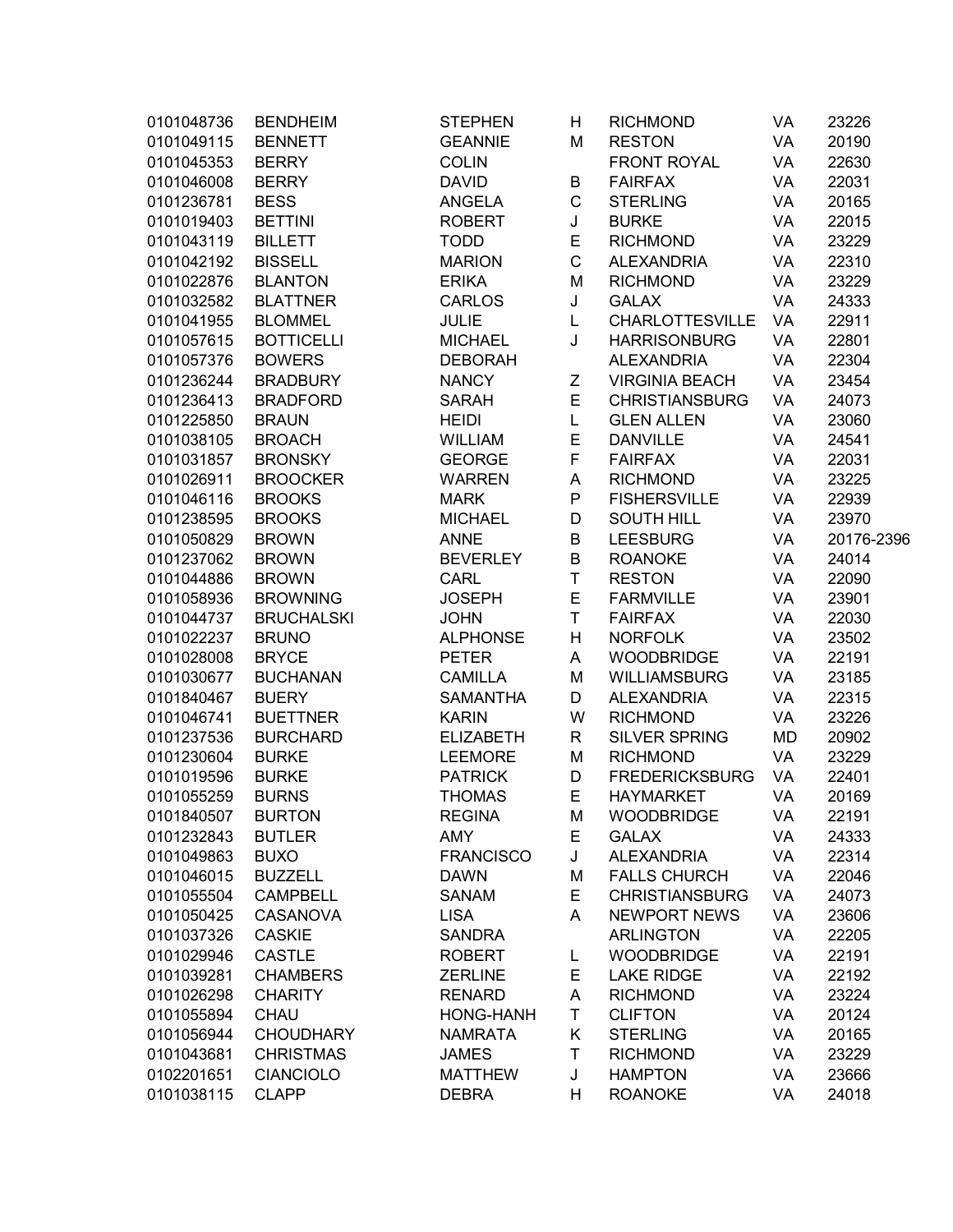| | | | | | | |
|---|---|---|---|---|---|---|
| 0101048736 | BENDHEIM | STEPHEN | H | RICHMOND | VA | 23226 |
| 0101049115 | BENNETT | GEANNIE | M | RESTON | VA | 20190 |
| 0101045353 | BERRY | COLIN | | FRONT ROYAL | VA | 22630 |
| 0101046008 | BERRY | DAVID | B | FAIRFAX | VA | 22031 |
| 0101236781 | BESS | ANGELA | C | STERLING | VA | 20165 |
| 0101019403 | BETTINI | ROBERT | J | BURKE | VA | 22015 |
| 0101043119 | BILLETT | TODD | E | RICHMOND | VA | 23229 |
| 0101042192 | BISSELL | MARION | C | ALEXANDRIA | VA | 22310 |
| 0101022876 | BLANTON | ERIKA | M | RICHMOND | VA | 23229 |
| 0101032582 | BLATTNER | CARLOS | J | GALAX | VA | 24333 |
| 0101041955 | BLOMMEL | JULIE | L | CHARLOTTESVILLE | VA | 22911 |
| 0101057615 | BOTTICELLI | MICHAEL | J | HARRISONBURG | VA | 22801 |
| 0101057376 | BOWERS | DEBORAH | | ALEXANDRIA | VA | 22304 |
| 0101236244 | BRADBURY | NANCY | Z | VIRGINIA BEACH | VA | 23454 |
| 0101236413 | BRADFORD | SARAH | E | CHRISTIANSBURG | VA | 24073 |
| 0101225850 | BRAUN | HEIDI | L | GLEN ALLEN | VA | 23060 |
| 0101038105 | BROACH | WILLIAM | E | DANVILLE | VA | 24541 |
| 0101031857 | BRONSKY | GEORGE | F | FAIRFAX | VA | 22031 |
| 0101026911 | BROOCKER | WARREN | A | RICHMOND | VA | 23225 |
| 0101046116 | BROOKS | MARK | P | FISHERSVILLE | VA | 22939 |
| 0101238595 | BROOKS | MICHAEL | D | SOUTH HILL | VA | 23970 |
| 0101050829 | BROWN | ANNE | B | LEESBURG | VA | 20176-2396 |
| 0101237062 | BROWN | BEVERLEY | B | ROANOKE | VA | 24014 |
| 0101044886 | BROWN | CARL | T | RESTON | VA | 22090 |
| 0101058936 | BROWNING | JOSEPH | E | FARMVILLE | VA | 23901 |
| 0101044737 | BRUCHALSKI | JOHN | T | FAIRFAX | VA | 22030 |
| 0101022237 | BRUNO | ALPHONSE | H | NORFOLK | VA | 23502 |
| 0101028008 | BRYCE | PETER | A | WOODBRIDGE | VA | 22191 |
| 0101030677 | BUCHANAN | CAMILLA | M | WILLIAMSBURG | VA | 23185 |
| 0101840467 | BUERY | SAMANTHA | D | ALEXANDRIA | VA | 22315 |
| 0101046741 | BUETTNER | KARIN | W | RICHMOND | VA | 23226 |
| 0101237536 | BURCHARD | ELIZABETH | R | SILVER SPRING | MD | 20902 |
| 0101230604 | BURKE | LEEMORE | M | RICHMOND | VA | 23229 |
| 0101019596 | BURKE | PATRICK | D | FREDERICKSBURG | VA | 22401 |
| 0101055259 | BURNS | THOMAS | E | HAYMARKET | VA | 20169 |
| 0101840507 | BURTON | REGINA | M | WOODBRIDGE | VA | 22191 |
| 0101232843 | BUTLER | AMY | E | GALAX | VA | 24333 |
| 0101049863 | BUXO | FRANCISCO | J | ALEXANDRIA | VA | 22314 |
| 0101046015 | BUZZELL | DAWN | M | FALLS CHURCH | VA | 22046 |
| 0101055504 | CAMPBELL | SANAM | E | CHRISTIANSBURG | VA | 24073 |
| 0101050425 | CASANOVA | LISA | A | NEWPORT NEWS | VA | 23606 |
| 0101037326 | CASKIE | SANDRA | | ARLINGTON | VA | 22205 |
| 0101029946 | CASTLE | ROBERT | L | WOODBRIDGE | VA | 22191 |
| 0101039281 | CHAMBERS | ZERLINE | E | LAKE RIDGE | VA | 22192 |
| 0101026298 | CHARITY | RENARD | A | RICHMOND | VA | 23224 |
| 0101055894 | CHAU | HONG-HANH | T | CLIFTON | VA | 20124 |
| 0101056944 | CHOUDHARY | NAMRATA | K | STERLING | VA | 20165 |
| 0101043681 | CHRISTMAS | JAMES | T | RICHMOND | VA | 23229 |
| 0102201651 | CIANCIOLO | MATTHEW | J | HAMPTON | VA | 23666 |
| 0101038115 | CLAPP | DEBRA | H | ROANOKE | VA | 24018 |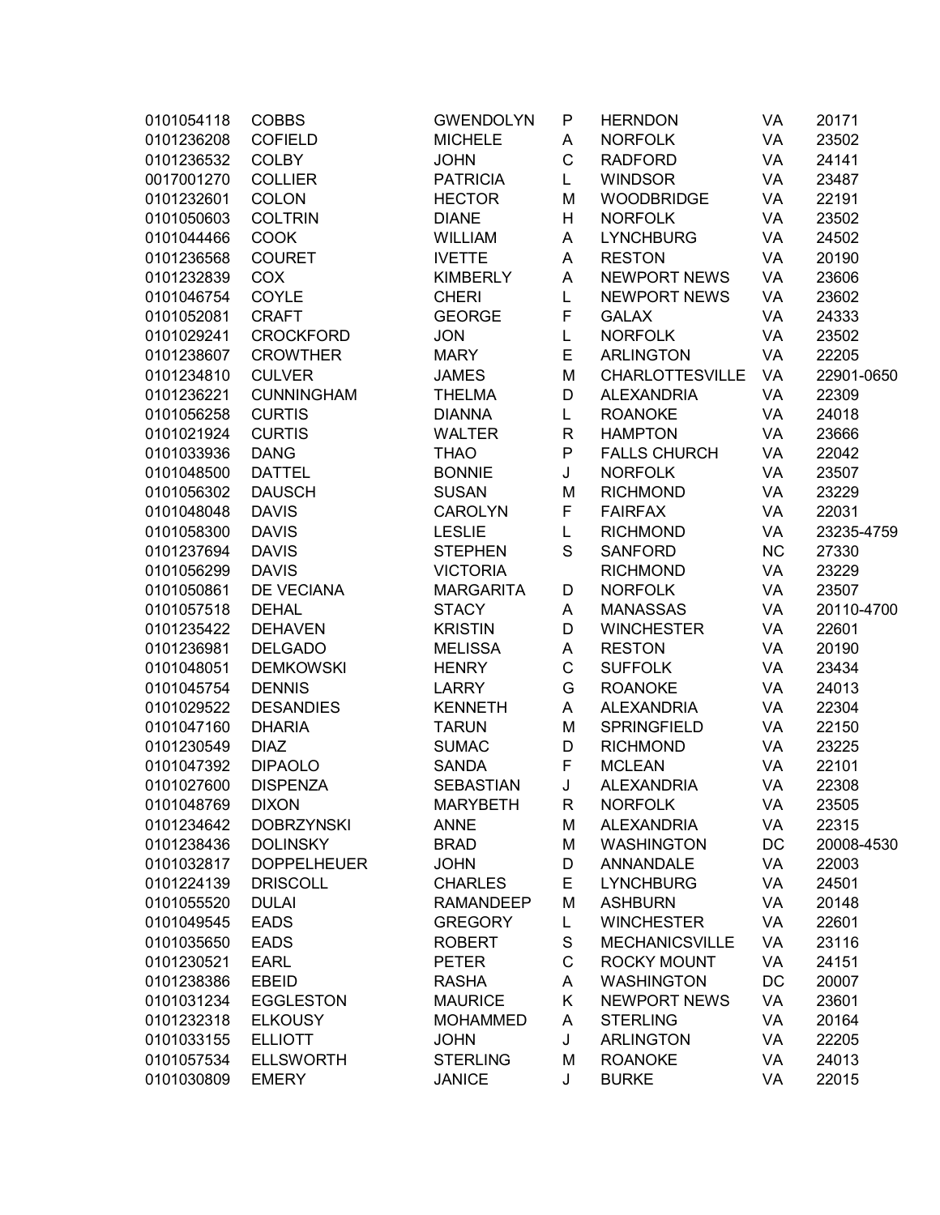| | | | | | | |
|---|---|---|---|---|---|---|
| 0101054118 | COBBS | GWENDOLYN | P | HERNDON | VA | 20171 |
| 0101236208 | COFIELD | MICHELE | A | NORFOLK | VA | 23502 |
| 0101236532 | COLBY | JOHN | C | RADFORD | VA | 24141 |
| 0017001270 | COLLIER | PATRICIA | L | WINDSOR | VA | 23487 |
| 0101232601 | COLON | HECTOR | M | WOODBRIDGE | VA | 22191 |
| 0101050603 | COLTRIN | DIANE | H | NORFOLK | VA | 23502 |
| 0101044466 | COOK | WILLIAM | A | LYNCHBURG | VA | 24502 |
| 0101236568 | COURET | IVETTE | A | RESTON | VA | 20190 |
| 0101232839 | COX | KIMBERLY | A | NEWPORT NEWS | VA | 23606 |
| 0101046754 | COYLE | CHERI | L | NEWPORT NEWS | VA | 23602 |
| 0101052081 | CRAFT | GEORGE | F | GALAX | VA | 24333 |
| 0101029241 | CROCKFORD | JON | L | NORFOLK | VA | 23502 |
| 0101238607 | CROWTHER | MARY | E | ARLINGTON | VA | 22205 |
| 0101234810 | CULVER | JAMES | M | CHARLOTTESVILLE | VA | 22901-0650 |
| 0101236221 | CUNNINGHAM | THELMA | D | ALEXANDRIA | VA | 22309 |
| 0101056258 | CURTIS | DIANNA | L | ROANOKE | VA | 24018 |
| 0101021924 | CURTIS | WALTER | R | HAMPTON | VA | 23666 |
| 0101033936 | DANG | THAO | P | FALLS CHURCH | VA | 22042 |
| 0101048500 | DATTEL | BONNIE | J | NORFOLK | VA | 23507 |
| 0101056302 | DAUSCH | SUSAN | M | RICHMOND | VA | 23229 |
| 0101048048 | DAVIS | CAROLYN | F | FAIRFAX | VA | 22031 |
| 0101058300 | DAVIS | LESLIE | L | RICHMOND | VA | 23235-4759 |
| 0101237694 | DAVIS | STEPHEN | S | SANFORD | NC | 27330 |
| 0101056299 | DAVIS | VICTORIA | | RICHMOND | VA | 23229 |
| 0101050861 | DE VECIANA | MARGARITA | D | NORFOLK | VA | 23507 |
| 0101057518 | DEHAL | STACY | A | MANASSAS | VA | 20110-4700 |
| 0101235422 | DEHAVEN | KRISTIN | D | WINCHESTER | VA | 22601 |
| 0101236981 | DELGADO | MELISSA | A | RESTON | VA | 20190 |
| 0101048051 | DEMKOWSKI | HENRY | C | SUFFOLK | VA | 23434 |
| 0101045754 | DENNIS | LARRY | G | ROANOKE | VA | 24013 |
| 0101029522 | DESANDIES | KENNETH | A | ALEXANDRIA | VA | 22304 |
| 0101047160 | DHARIA | TARUN | M | SPRINGFIELD | VA | 22150 |
| 0101230549 | DIAZ | SUMAC | D | RICHMOND | VA | 23225 |
| 0101047392 | DIPAOLO | SANDA | F | MCLEAN | VA | 22101 |
| 0101027600 | DISPENZA | SEBASTIAN | J | ALEXANDRIA | VA | 22308 |
| 0101048769 | DIXON | MARYBETH | R | NORFOLK | VA | 23505 |
| 0101234642 | DOBRZYNSKI | ANNE | M | ALEXANDRIA | VA | 22315 |
| 0101238436 | DOLINSKY | BRAD | M | WASHINGTON | DC | 20008-4530 |
| 0101032817 | DOPPELHEUER | JOHN | D | ANNANDALE | VA | 22003 |
| 0101224139 | DRISCOLL | CHARLES | E | LYNCHBURG | VA | 24501 |
| 0101055520 | DULAI | RAMANDEEP | M | ASHBURN | VA | 20148 |
| 0101049545 | EADS | GREGORY | L | WINCHESTER | VA | 22601 |
| 0101035650 | EADS | ROBERT | S | MECHANICSVILLE | VA | 23116 |
| 0101230521 | EARL | PETER | C | ROCKY MOUNT | VA | 24151 |
| 0101238386 | EBEID | RASHA | A | WASHINGTON | DC | 20007 |
| 0101031234 | EGGLESTON | MAURICE | K | NEWPORT NEWS | VA | 23601 |
| 0101232318 | ELKOUSY | MOHAMMED | A | STERLING | VA | 20164 |
| 0101033155 | ELLIOTT | JOHN | J | ARLINGTON | VA | 22205 |
| 0101057534 | ELLSWORTH | STERLING | M | ROANOKE | VA | 24013 |
| 0101030809 | EMERY | JANICE | J | BURKE | VA | 22015 |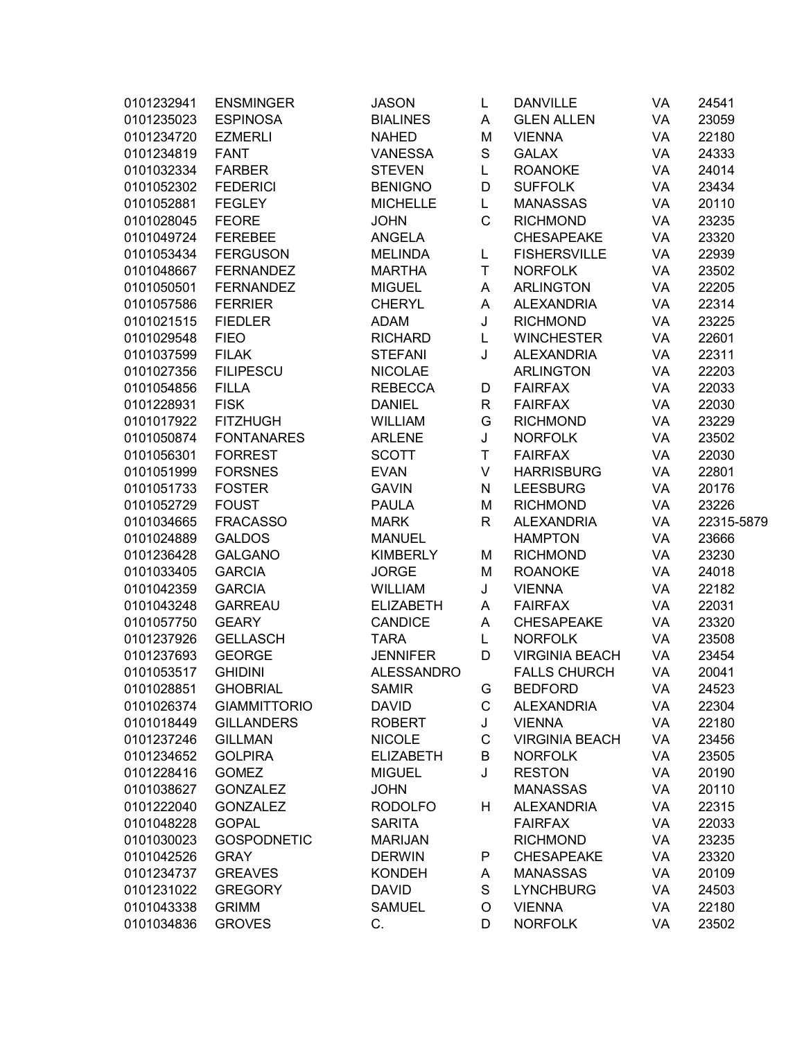| | | | | | | |
|---|---|---|---|---|---|---|
| 0101232941 | ENSMINGER | JASON | L | DANVILLE | VA | 24541 |
| 0101235023 | ESPINOSA | BIALINES | A | GLEN ALLEN | VA | 23059 |
| 0101234720 | EZMERLI | NAHED | M | VIENNA | VA | 22180 |
| 0101234819 | FANT | VANESSA | S | GALAX | VA | 24333 |
| 0101032334 | FARBER | STEVEN | L | ROANOKE | VA | 24014 |
| 0101052302 | FEDERICI | BENIGNO | D | SUFFOLK | VA | 23434 |
| 0101052881 | FEGLEY | MICHELLE | L | MANASSAS | VA | 20110 |
| 0101028045 | FEORE | JOHN | C | RICHMOND | VA | 23235 |
| 0101049724 | FEREBEE | ANGELA | | CHESAPEAKE | VA | 23320 |
| 0101053434 | FERGUSON | MELINDA | L | FISHERSVILLE | VA | 22939 |
| 0101048667 | FERNANDEZ | MARTHA | T | NORFOLK | VA | 23502 |
| 0101050501 | FERNANDEZ | MIGUEL | A | ARLINGTON | VA | 22205 |
| 0101057586 | FERRIER | CHERYL | A | ALEXANDRIA | VA | 22314 |
| 0101021515 | FIEDLER | ADAM | J | RICHMOND | VA | 23225 |
| 0101029548 | FIEO | RICHARD | L | WINCHESTER | VA | 22601 |
| 0101037599 | FILAK | STEFANI | J | ALEXANDRIA | VA | 22311 |
| 0101027356 | FILIPESCU | NICOLAE | | ARLINGTON | VA | 22203 |
| 0101054856 | FILLA | REBECCA | D | FAIRFAX | VA | 22033 |
| 0101228931 | FISK | DANIEL | R | FAIRFAX | VA | 22030 |
| 0101017922 | FITZHUGH | WILLIAM | G | RICHMOND | VA | 23229 |
| 0101050874 | FONTANARES | ARLENE | J | NORFOLK | VA | 23502 |
| 0101056301 | FORREST | SCOTT | T | FAIRFAX | VA | 22030 |
| 0101051999 | FORSNES | EVAN | V | HARRISBURG | VA | 22801 |
| 0101051733 | FOSTER | GAVIN | N | LEESBURG | VA | 20176 |
| 0101052729 | FOUST | PAULA | M | RICHMOND | VA | 23226 |
| 0101034665 | FRACASSO | MARK | R | ALEXANDRIA | VA | 22315-5879 |
| 0101024889 | GALDOS | MANUEL | | HAMPTON | VA | 23666 |
| 0101236428 | GALGANO | KIMBERLY | M | RICHMOND | VA | 23230 |
| 0101033405 | GARCIA | JORGE | M | ROANOKE | VA | 24018 |
| 0101042359 | GARCIA | WILLIAM | J | VIENNA | VA | 22182 |
| 0101043248 | GARREAU | ELIZABETH | A | FAIRFAX | VA | 22031 |
| 0101057750 | GEARY | CANDICE | A | CHESAPEAKE | VA | 23320 |
| 0101237926 | GELLASCH | TARA | L | NORFOLK | VA | 23508 |
| 0101237693 | GEORGE | JENNIFER | D | VIRGINIA BEACH | VA | 23454 |
| 0101053517 | GHIDINI | ALESSANDRO | | FALLS CHURCH | VA | 20041 |
| 0101028851 | GHOBRIAL | SAMIR | G | BEDFORD | VA | 24523 |
| 0101026374 | GIAMMITTORIO | DAVID | C | ALEXANDRIA | VA | 22304 |
| 0101018449 | GILLANDERS | ROBERT | J | VIENNA | VA | 22180 |
| 0101237246 | GILLMAN | NICOLE | C | VIRGINIA BEACH | VA | 23456 |
| 0101234652 | GOLPIRA | ELIZABETH | B | NORFOLK | VA | 23505 |
| 0101228416 | GOMEZ | MIGUEL | J | RESTON | VA | 20190 |
| 0101038627 | GONZALEZ | JOHN | | MANASSAS | VA | 20110 |
| 0101222040 | GONZALEZ | RODOLFO | H | ALEXANDRIA | VA | 22315 |
| 0101048228 | GOPAL | SARITA | | FAIRFAX | VA | 22033 |
| 0101030023 | GOSPODNETIC | MARIJAN | | RICHMOND | VA | 23235 |
| 0101042526 | GRAY | DERWIN | P | CHESAPEAKE | VA | 23320 |
| 0101234737 | GREAVES | KONDEH | A | MANASSAS | VA | 20109 |
| 0101231022 | GREGORY | DAVID | S | LYNCHBURG | VA | 24503 |
| 0101043338 | GRIMM | SAMUEL | O | VIENNA | VA | 22180 |
| 0101034836 | GROVES | C. | D | NORFOLK | VA | 23502 |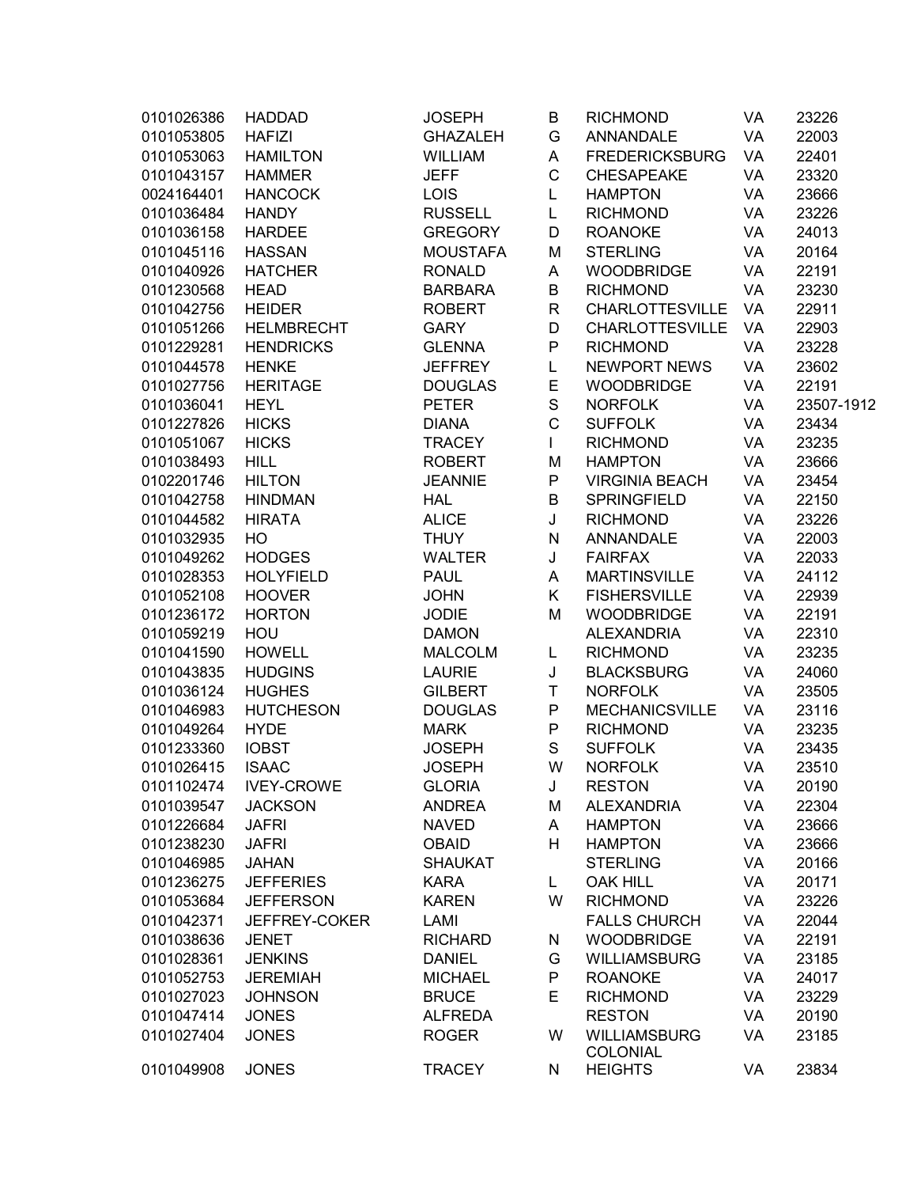| | | | | | | |
|---|---|---|---|---|---|---|
| 0101026386 | HADDAD | JOSEPH | B | RICHMOND | VA | 23226 |
| 0101053805 | HAFIZI | GHAZALEH | G | ANNANDALE | VA | 22003 |
| 0101053063 | HAMILTON | WILLIAM | A | FREDERICKSBURG | VA | 22401 |
| 0101043157 | HAMMER | JEFF | C | CHESAPEAKE | VA | 23320 |
| 0024164401 | HANCOCK | LOIS | L | HAMPTON | VA | 23666 |
| 0101036484 | HANDY | RUSSELL | L | RICHMOND | VA | 23226 |
| 0101036158 | HARDEE | GREGORY | D | ROANOKE | VA | 24013 |
| 0101045116 | HASSAN | MOUSTAFA | M | STERLING | VA | 20164 |
| 0101040926 | HATCHER | RONALD | A | WOODBRIDGE | VA | 22191 |
| 0101230568 | HEAD | BARBARA | B | RICHMOND | VA | 23230 |
| 0101042756 | HEIDER | ROBERT | R | CHARLOTTESVILLE | VA | 22911 |
| 0101051266 | HELMBRECHT | GARY | D | CHARLOTTESVILLE | VA | 22903 |
| 0101229281 | HENDRICKS | GLENNA | P | RICHMOND | VA | 23228 |
| 0101044578 | HENKE | JEFFREY | L | NEWPORT NEWS | VA | 23602 |
| 0101027756 | HERITAGE | DOUGLAS | E | WOODBRIDGE | VA | 22191 |
| 0101036041 | HEYL | PETER | S | NORFOLK | VA | 23507-1912 |
| 0101227826 | HICKS | DIANA | C | SUFFOLK | VA | 23434 |
| 0101051067 | HICKS | TRACEY | I | RICHMOND | VA | 23235 |
| 0101038493 | HILL | ROBERT | M | HAMPTON | VA | 23666 |
| 0102201746 | HILTON | JEANNIE | P | VIRGINIA BEACH | VA | 23454 |
| 0101042758 | HINDMAN | HAL | B | SPRINGFIELD | VA | 22150 |
| 0101044582 | HIRATA | ALICE | J | RICHMOND | VA | 23226 |
| 0101032935 | HO | THUY | N | ANNANDALE | VA | 22003 |
| 0101049262 | HODGES | WALTER | J | FAIRFAX | VA | 22033 |
| 0101028353 | HOLYFIELD | PAUL | A | MARTINSVILLE | VA | 24112 |
| 0101052108 | HOOVER | JOHN | K | FISHERSVILLE | VA | 22939 |
| 0101236172 | HORTON | JODIE | M | WOODBRIDGE | VA | 22191 |
| 0101059219 | HOU | DAMON | | ALEXANDRIA | VA | 22310 |
| 0101041590 | HOWELL | MALCOLM | L | RICHMOND | VA | 23235 |
| 0101043835 | HUDGINS | LAURIE | J | BLACKSBURG | VA | 24060 |
| 0101036124 | HUGHES | GILBERT | T | NORFOLK | VA | 23505 |
| 0101046983 | HUTCHESON | DOUGLAS | P | MECHANICSVILLE | VA | 23116 |
| 0101049264 | HYDE | MARK | P | RICHMOND | VA | 23235 |
| 0101233360 | IOBST | JOSEPH | S | SUFFOLK | VA | 23435 |
| 0101026415 | ISAAC | JOSEPH | W | NORFOLK | VA | 23510 |
| 0101102474 | IVEY-CROWE | GLORIA | J | RESTON | VA | 20190 |
| 0101039547 | JACKSON | ANDREA | M | ALEXANDRIA | VA | 22304 |
| 0101226684 | JAFRI | NAVED | A | HAMPTON | VA | 23666 |
| 0101238230 | JAFRI | OBAID | H | HAMPTON | VA | 23666 |
| 0101046985 | JAHAN | SHAUKAT | | STERLING | VA | 20166 |
| 0101236275 | JEFFERIES | KARA | L | OAK HILL | VA | 20171 |
| 0101053684 | JEFFERSON | KAREN | W | RICHMOND | VA | 23226 |
| 0101042371 | JEFFREY-COKER | LAMI | | FALLS CHURCH | VA | 22044 |
| 0101038636 | JENET | RICHARD | N | WOODBRIDGE | VA | 22191 |
| 0101028361 | JENKINS | DANIEL | G | WILLIAMSBURG | VA | 23185 |
| 0101052753 | JEREMIAH | MICHAEL | P | ROANOKE | VA | 24017 |
| 0101027023 | JOHNSON | BRUCE | E | RICHMOND | VA | 23229 |
| 0101047414 | JONES | ALFREDA | | RESTON | VA | 20190 |
| 0101027404 | JONES | ROGER | W | WILLIAMSBURG | VA | 23185 |
| 0101049908 | JONES | TRACEY | N | COLONIAL HEIGHTS | VA | 23834 |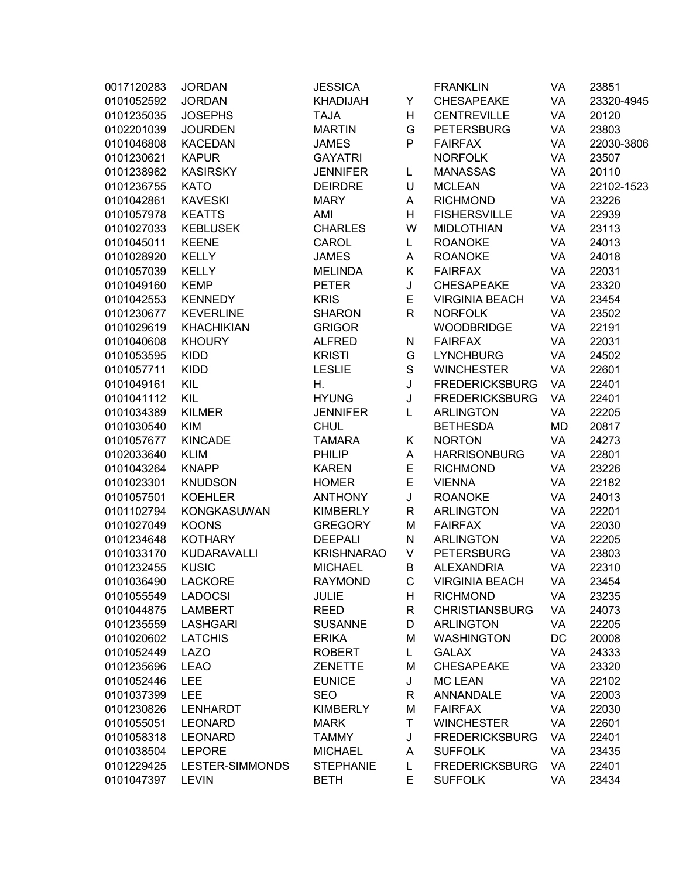| | | | | | | |
|---|---|---|---|---|---|---|
| 0017120283 | JORDAN | JESSICA | | FRANKLIN | VA | 23851 |
| 0101052592 | JORDAN | KHADIJAH | Y | CHESAPEAKE | VA | 23320-4945 |
| 0101235035 | JOSEPHS | TAJA | H | CENTREVILLE | VA | 20120 |
| 0102201039 | JOURDEN | MARTIN | G | PETERSBURG | VA | 23803 |
| 0101046808 | KACEDAN | JAMES | P | FAIRFAX | VA | 22030-3806 |
| 0101230621 | KAPUR | GAYATRI | | NORFOLK | VA | 23507 |
| 0101238962 | KASIRSKY | JENNIFER | L | MANASSAS | VA | 20110 |
| 0101236755 | KATO | DEIRDRE | U | MCLEAN | VA | 22102-1523 |
| 0101042861 | KAVESKI | MARY | A | RICHMOND | VA | 23226 |
| 0101057978 | KEATTS | AMI | H | FISHERSVILLE | VA | 22939 |
| 0101027033 | KEBLUSEK | CHARLES | W | MIDLOTHIAN | VA | 23113 |
| 0101045011 | KEENE | CAROL | L | ROANOKE | VA | 24013 |
| 0101028920 | KELLY | JAMES | A | ROANOKE | VA | 24018 |
| 0101057039 | KELLY | MELINDA | K | FAIRFAX | VA | 22031 |
| 0101049160 | KEMP | PETER | J | CHESAPEAKE | VA | 23320 |
| 0101042553 | KENNEDY | KRIS | E | VIRGINIA BEACH | VA | 23454 |
| 0101230677 | KEVERLINE | SHARON | R | NORFOLK | VA | 23502 |
| 0101029619 | KHACHIKIAN | GRIGOR | | WOODBRIDGE | VA | 22191 |
| 0101040608 | KHOURY | ALFRED | N | FAIRFAX | VA | 22031 |
| 0101053595 | KIDD | KRISTI | G | LYNCHBURG | VA | 24502 |
| 0101057711 | KIDD | LESLIE | S | WINCHESTER | VA | 22601 |
| 0101049161 | KIL | H. | J | FREDERICKSBURG | VA | 22401 |
| 0101041112 | KIL | HYUNG | J | FREDERICKSBURG | VA | 22401 |
| 0101034389 | KILMER | JENNIFER | L | ARLINGTON | VA | 22205 |
| 0101030540 | KIM | CHUL | | BETHESDA | MD | 20817 |
| 0101057677 | KINCADE | TAMARA | K | NORTON | VA | 24273 |
| 0102033640 | KLIM | PHILIP | A | HARRISONBURG | VA | 22801 |
| 0101043264 | KNAPP | KAREN | E | RICHMOND | VA | 23226 |
| 0101023301 | KNUDSON | HOMER | E | VIENNA | VA | 22182 |
| 0101057501 | KOEHLER | ANTHONY | J | ROANOKE | VA | 24013 |
| 0101102794 | KONGKASUWAN | KIMBERLY | R | ARLINGTON | VA | 22201 |
| 0101027049 | KOONS | GREGORY | M | FAIRFAX | VA | 22030 |
| 0101234648 | KOTHARY | DEEPALI | N | ARLINGTON | VA | 22205 |
| 0101033170 | KUDARAVALLI | KRISHNARAO | V | PETERSBURG | VA | 23803 |
| 0101232455 | KUSIC | MICHAEL | B | ALEXANDRIA | VA | 22310 |
| 0101036490 | LACKORE | RAYMOND | C | VIRGINIA BEACH | VA | 23454 |
| 0101055549 | LADOCSI | JULIE | H | RICHMOND | VA | 23235 |
| 0101044875 | LAMBERT | REED | R | CHRISTIANSBURG | VA | 24073 |
| 0101235559 | LASHGARI | SUSANNE | D | ARLINGTON | VA | 22205 |
| 0101020602 | LATCHIS | ERIKA | M | WASHINGTON | DC | 20008 |
| 0101052449 | LAZO | ROBERT | L | GALAX | VA | 24333 |
| 0101235696 | LEAO | ZENETTE | M | CHESAPEAKE | VA | 23320 |
| 0101052446 | LEE | EUNICE | J | MC LEAN | VA | 22102 |
| 0101037399 | LEE | SEO | R | ANNANDALE | VA | 22003 |
| 0101230826 | LENHARDT | KIMBERLY | M | FAIRFAX | VA | 22030 |
| 0101055051 | LEONARD | MARK | T | WINCHESTER | VA | 22601 |
| 0101058318 | LEONARD | TAMMY | J | FREDERICKSBURG | VA | 22401 |
| 0101038504 | LEPORE | MICHAEL | A | SUFFOLK | VA | 23435 |
| 0101229425 | LESTER-SIMMONDS | STEPHANIE | L | FREDERICKSBURG | VA | 22401 |
| 0101047397 | LEVIN | BETH | E | SUFFOLK | VA | 23434 |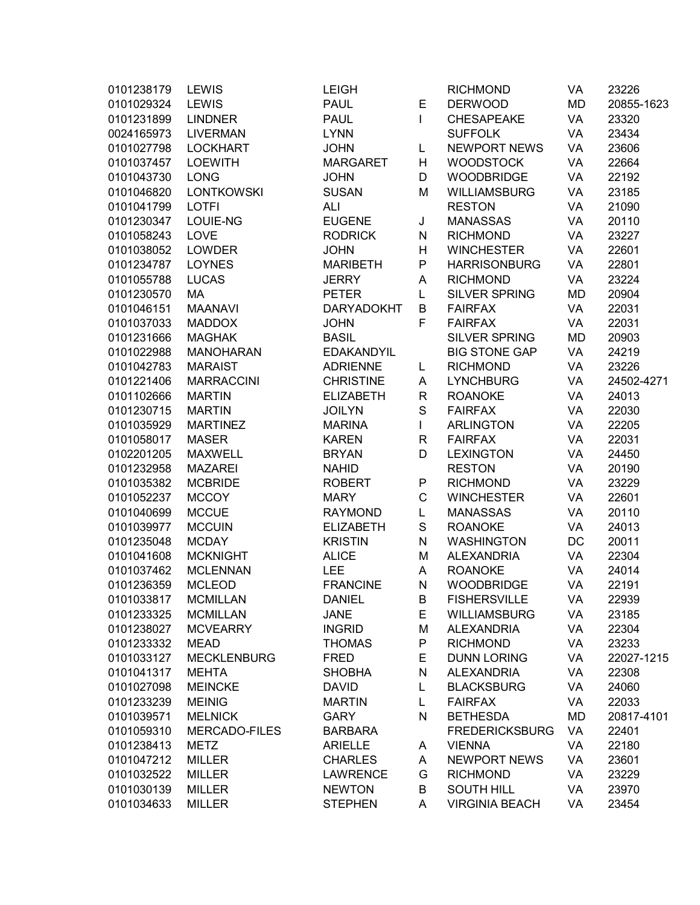| | | | | | | |
|---|---|---|---|---|---|---|
| 0101238179 | LEWIS | LEIGH | | RICHMOND | VA | 23226 |
| 0101029324 | LEWIS | PAUL | E | DERWOOD | MD | 20855-1623 |
| 0101231899 | LINDNER | PAUL | I | CHESAPEAKE | VA | 23320 |
| 0024165973 | LIVERMAN | LYNN | | SUFFOLK | VA | 23434 |
| 0101027798 | LOCKHART | JOHN | L | NEWPORT NEWS | VA | 23606 |
| 0101037457 | LOEWITH | MARGARET | H | WOODSTOCK | VA | 22664 |
| 0101043730 | LONG | JOHN | D | WOODBRIDGE | VA | 22192 |
| 0101046820 | LONTKOWSKI | SUSAN | M | WILLIAMSBURG | VA | 23185 |
| 0101041799 | LOTFI | ALI | | RESTON | VA | 21090 |
| 0101230347 | LOUIE-NG | EUGENE | J | MANASSAS | VA | 20110 |
| 0101058243 | LOVE | RODRICK | N | RICHMOND | VA | 23227 |
| 0101038052 | LOWDER | JOHN | H | WINCHESTER | VA | 22601 |
| 0101234787 | LOYNES | MARIBETH | P | HARRISONBURG | VA | 22801 |
| 0101055788 | LUCAS | JERRY | A | RICHMOND | VA | 23224 |
| 0101230570 | MA | PETER | L | SILVER SPRING | MD | 20904 |
| 0101046151 | MAANAVI | DARYADOKHT | B | FAIRFAX | VA | 22031 |
| 0101037033 | MADDOX | JOHN | F | FAIRFAX | VA | 22031 |
| 0101231666 | MAGHAK | BASIL | | SILVER SPRING | MD | 20903 |
| 0101022988 | MANOHARAN | EDAKANDYIL | | BIG STONE GAP | VA | 24219 |
| 0101042783 | MARAIST | ADRIENNE | L | RICHMOND | VA | 23226 |
| 0101221406 | MARRACCINI | CHRISTINE | A | LYNCHBURG | VA | 24502-4271 |
| 0101102666 | MARTIN | ELIZABETH | R | ROANOKE | VA | 24013 |
| 0101230715 | MARTIN | JOILYN | S | FAIRFAX | VA | 22030 |
| 0101035929 | MARTINEZ | MARINA | I | ARLINGTON | VA | 22205 |
| 0101058017 | MASER | KAREN | R | FAIRFAX | VA | 22031 |
| 0102201205 | MAXWELL | BRYAN | D | LEXINGTON | VA | 24450 |
| 0101232958 | MAZAREI | NAHID | | RESTON | VA | 20190 |
| 0101035382 | MCBRIDE | ROBERT | P | RICHMOND | VA | 23229 |
| 0101052237 | MCCOY | MARY | C | WINCHESTER | VA | 22601 |
| 0101040699 | MCCUE | RAYMOND | L | MANASSAS | VA | 20110 |
| 0101039977 | MCCUIN | ELIZABETH | S | ROANOKE | VA | 24013 |
| 0101235048 | MCDAY | KRISTIN | N | WASHINGTON | DC | 20011 |
| 0101041608 | MCKNIGHT | ALICE | M | ALEXANDRIA | VA | 22304 |
| 0101037462 | MCLENNAN | LEE | A | ROANOKE | VA | 24014 |
| 0101236359 | MCLEOD | FRANCINE | N | WOODBRIDGE | VA | 22191 |
| 0101033817 | MCMILLAN | DANIEL | B | FISHERSVILLE | VA | 22939 |
| 0101233325 | MCMILLAN | JANE | E | WILLIAMSBURG | VA | 23185 |
| 0101238027 | MCVEARRY | INGRID | M | ALEXANDRIA | VA | 22304 |
| 0101233332 | MEAD | THOMAS | P | RICHMOND | VA | 23233 |
| 0101033127 | MECKLENBURG | FRED | E | DUNN LORING | VA | 22027-1215 |
| 0101041317 | MEHTA | SHOBHA | N | ALEXANDRIA | VA | 22308 |
| 0101027098 | MEINCKE | DAVID | L | BLACKSBURG | VA | 24060 |
| 0101233239 | MEINIG | MARTIN | L | FAIRFAX | VA | 22033 |
| 0101039571 | MELNICK | GARY | N | BETHESDA | MD | 20817-4101 |
| 0101059310 | MERCADO-FILES | BARBARA | | FREDERICKSBURG | VA | 22401 |
| 0101238413 | METZ | ARIELLE | A | VIENNA | VA | 22180 |
| 0101047212 | MILLER | CHARLES | A | NEWPORT NEWS | VA | 23601 |
| 0101032522 | MILLER | LAWRENCE | G | RICHMOND | VA | 23229 |
| 0101030139 | MILLER | NEWTON | B | SOUTH HILL | VA | 23970 |
| 0101034633 | MILLER | STEPHEN | A | VIRGINIA BEACH | VA | 23454 |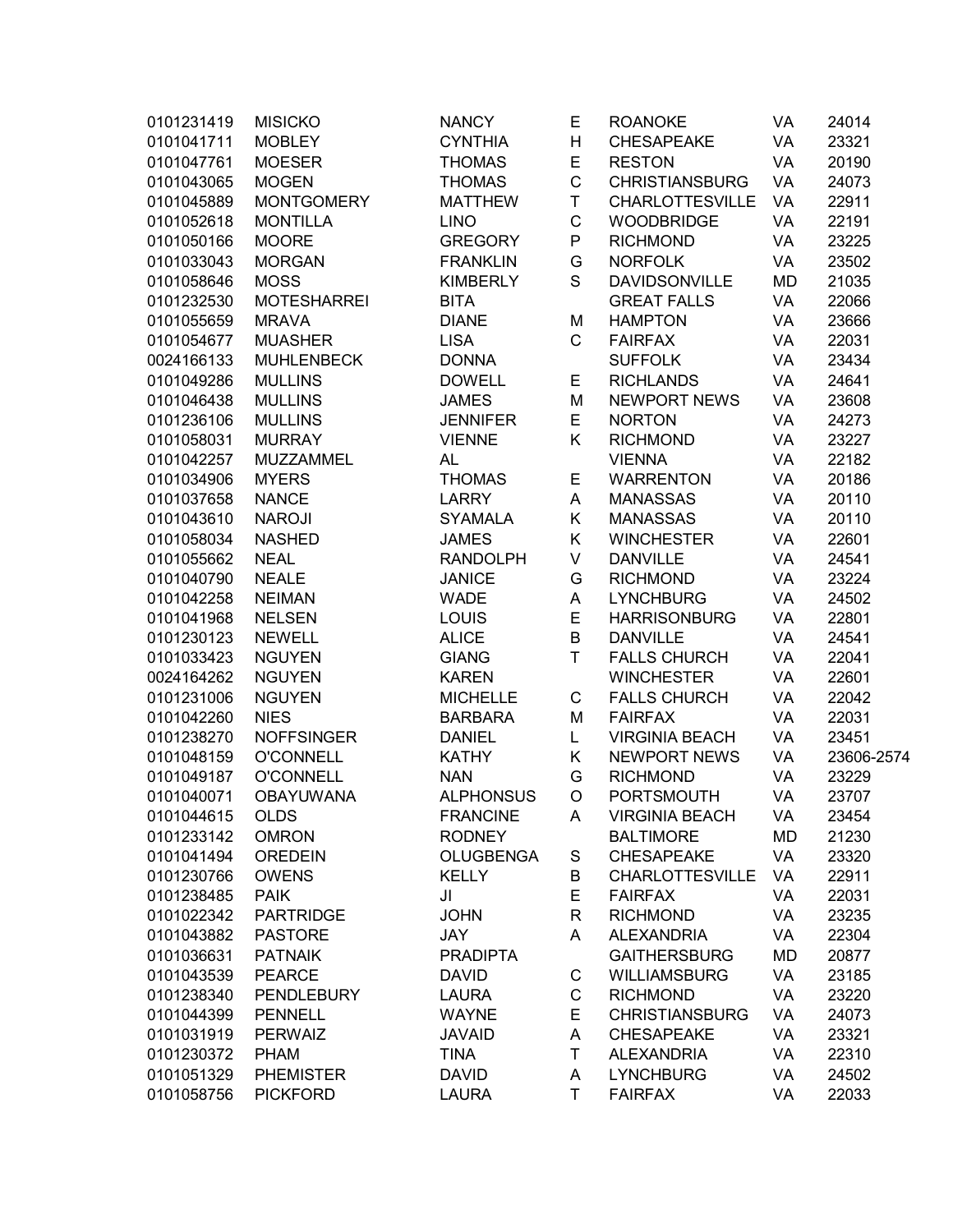| | | | | | | |
|---|---|---|---|---|---|---|
| 0101231419 | MISICKO | NANCY | E | ROANOKE | VA | 24014 |
| 0101041711 | MOBLEY | CYNTHIA | H | CHESAPEAKE | VA | 23321 |
| 0101047761 | MOESER | THOMAS | E | RESTON | VA | 20190 |
| 0101043065 | MOGEN | THOMAS | C | CHRISTIANSBURG | VA | 24073 |
| 0101045889 | MONTGOMERY | MATTHEW | T | CHARLOTTESVILLE | VA | 22911 |
| 0101052618 | MONTILLA | LINO | C | WOODBRIDGE | VA | 22191 |
| 0101050166 | MOORE | GREGORY | P | RICHMOND | VA | 23225 |
| 0101033043 | MORGAN | FRANKLIN | G | NORFOLK | VA | 23502 |
| 0101058646 | MOSS | KIMBERLY | S | DAVIDSONVILLE | MD | 21035 |
| 0101232530 | MOTESHARREI | BITA | | GREAT FALLS | VA | 22066 |
| 0101055659 | MRAVA | DIANE | M | HAMPTON | VA | 23666 |
| 0101054677 | MUASHER | LISA | C | FAIRFAX | VA | 22031 |
| 0024166133 | MUHLENBECK | DONNA | | SUFFOLK | VA | 23434 |
| 0101049286 | MULLINS | DOWELL | E | RICHLANDS | VA | 24641 |
| 0101046438 | MULLINS | JAMES | M | NEWPORT NEWS | VA | 23608 |
| 0101236106 | MULLINS | JENNIFER | E | NORTON | VA | 24273 |
| 0101058031 | MURRAY | VIENNE | K | RICHMOND | VA | 23227 |
| 0101042257 | MUZZAMMEL | AL | | VIENNA | VA | 22182 |
| 0101034906 | MYERS | THOMAS | E | WARRENTON | VA | 20186 |
| 0101037658 | NANCE | LARRY | A | MANASSAS | VA | 20110 |
| 0101043610 | NAROJI | SYAMALA | K | MANASSAS | VA | 20110 |
| 0101058034 | NASHED | JAMES | K | WINCHESTER | VA | 22601 |
| 0101055662 | NEAL | RANDOLPH | V | DANVILLE | VA | 24541 |
| 0101040790 | NEALE | JANICE | G | RICHMOND | VA | 23224 |
| 0101042258 | NEIMAN | WADE | A | LYNCHBURG | VA | 24502 |
| 0101041968 | NELSEN | LOUIS | E | HARRISONBURG | VA | 22801 |
| 0101230123 | NEWELL | ALICE | B | DANVILLE | VA | 24541 |
| 0101033423 | NGUYEN | GIANG | T | FALLS CHURCH | VA | 22041 |
| 0024164262 | NGUYEN | KAREN | | WINCHESTER | VA | 22601 |
| 0101231006 | NGUYEN | MICHELLE | C | FALLS CHURCH | VA | 22042 |
| 0101042260 | NIES | BARBARA | M | FAIRFAX | VA | 22031 |
| 0101238270 | NOFFSINGER | DANIEL | L | VIRGINIA BEACH | VA | 23451 |
| 0101048159 | O'CONNELL | KATHY | K | NEWPORT NEWS | VA | 23606-2574 |
| 0101049187 | O'CONNELL | NAN | G | RICHMOND | VA | 23229 |
| 0101040071 | OBAYUWANA | ALPHONSUS | O | PORTSMOUTH | VA | 23707 |
| 0101044615 | OLDS | FRANCINE | A | VIRGINIA BEACH | VA | 23454 |
| 0101233142 | OMRON | RODNEY | | BALTIMORE | MD | 21230 |
| 0101041494 | OREDEIN | OLUGBENGA | S | CHESAPEAKE | VA | 23320 |
| 0101230766 | OWENS | KELLY | B | CHARLOTTESVILLE | VA | 22911 |
| 0101238485 | PAIK | JI | E | FAIRFAX | VA | 22031 |
| 0101022342 | PARTRIDGE | JOHN | R | RICHMOND | VA | 23235 |
| 0101043882 | PASTORE | JAY | A | ALEXANDRIA | VA | 22304 |
| 0101036631 | PATNAIK | PRADIPTA | | GAITHERSBURG | MD | 20877 |
| 0101043539 | PEARCE | DAVID | C | WILLIAMSBURG | VA | 23185 |
| 0101238340 | PENDLEBURY | LAURA | C | RICHMOND | VA | 23220 |
| 0101044399 | PENNELL | WAYNE | E | CHRISTIANSBURG | VA | 24073 |
| 0101031919 | PERWAIZ | JAVAID | A | CHESAPEAKE | VA | 23321 |
| 0101230372 | PHAM | TINA | T | ALEXANDRIA | VA | 22310 |
| 0101051329 | PHEMISTER | DAVID | A | LYNCHBURG | VA | 24502 |
| 0101058756 | PICKFORD | LAURA | T | FAIRFAX | VA | 22033 |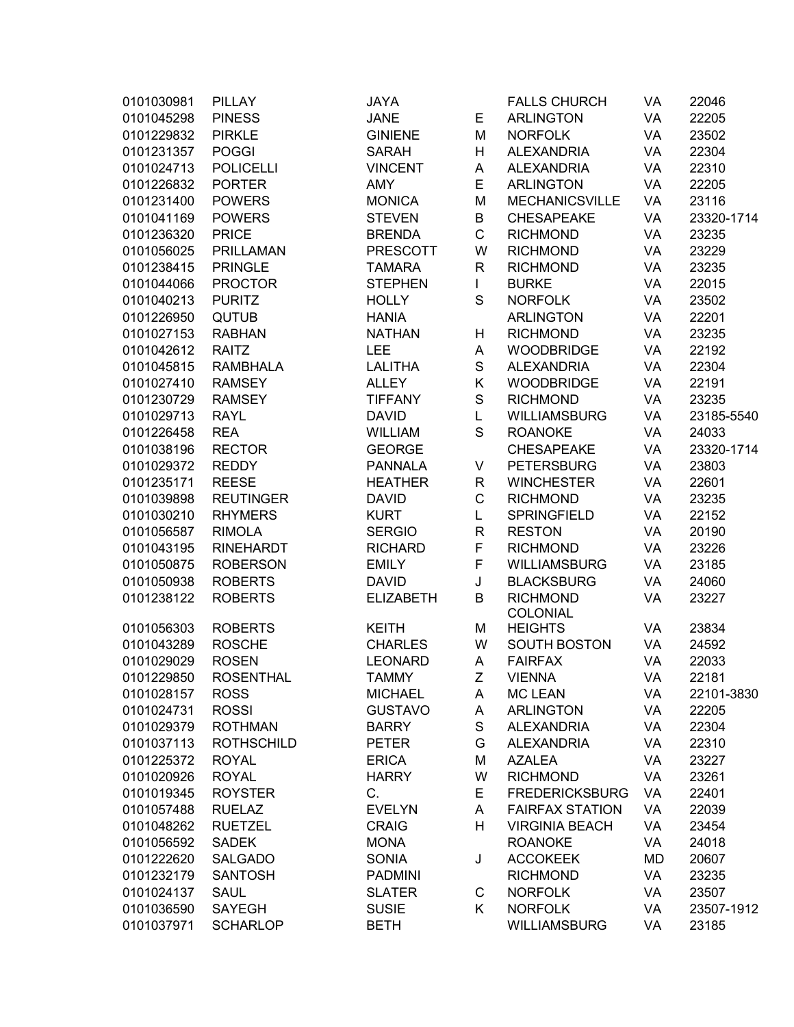| | | | | | | |
|---|---|---|---|---|---|---|
| 0101030981 | PILLAY | JAYA | | FALLS CHURCH | VA | 22046 |
| 0101045298 | PINESS | JANE | E | ARLINGTON | VA | 22205 |
| 0101229832 | PIRKLE | GINIENE | M | NORFOLK | VA | 23502 |
| 0101231357 | POGGI | SARAH | H | ALEXANDRIA | VA | 22304 |
| 0101024713 | POLICELLI | VINCENT | A | ALEXANDRIA | VA | 22310 |
| 0101226832 | PORTER | AMY | E | ARLINGTON | VA | 22205 |
| 0101231400 | POWERS | MONICA | M | MECHANICSVILLE | VA | 23116 |
| 0101041169 | POWERS | STEVEN | B | CHESAPEAKE | VA | 23320-1714 |
| 0101236320 | PRICE | BRENDA | C | RICHMOND | VA | 23235 |
| 0101056025 | PRILLAMAN | PRESCOTT | W | RICHMOND | VA | 23229 |
| 0101238415 | PRINGLE | TAMARA | R | RICHMOND | VA | 23235 |
| 0101044066 | PROCTOR | STEPHEN | I | BURKE | VA | 22015 |
| 0101040213 | PURITZ | HOLLY | S | NORFOLK | VA | 23502 |
| 0101226950 | QUTUB | HANIA | | ARLINGTON | VA | 22201 |
| 0101027153 | RABHAN | NATHAN | H | RICHMOND | VA | 23235 |
| 0101042612 | RAITZ | LEE | A | WOODBRIDGE | VA | 22192 |
| 0101045815 | RAMBHALA | LALITHA | S | ALEXANDRIA | VA | 22304 |
| 0101027410 | RAMSEY | ALLEY | K | WOODBRIDGE | VA | 22191 |
| 0101230729 | RAMSEY | TIFFANY | S | RICHMOND | VA | 23235 |
| 0101029713 | RAYL | DAVID | L | WILLIAMSBURG | VA | 23185-5540 |
| 0101226458 | REA | WILLIAM | S | ROANOKE | VA | 24033 |
| 0101038196 | RECTOR | GEORGE | | CHESAPEAKE | VA | 23320-1714 |
| 0101029372 | REDDY | PANNALA | V | PETERSBURG | VA | 23803 |
| 0101235171 | REESE | HEATHER | R | WINCHESTER | VA | 22601 |
| 0101039898 | REUTINGER | DAVID | C | RICHMOND | VA | 23235 |
| 0101030210 | RHYMERS | KURT | L | SPRINGFIELD | VA | 22152 |
| 0101056587 | RIMOLA | SERGIO | R | RESTON | VA | 20190 |
| 0101043195 | RINEHARDT | RICHARD | F | RICHMOND | VA | 23226 |
| 0101050875 | ROBERSON | EMILY | F | WILLIAMSBURG | VA | 23185 |
| 0101050938 | ROBERTS | DAVID | J | BLACKSBURG | VA | 24060 |
| 0101238122 | ROBERTS | ELIZABETH | B | RICHMOND | VA | 23227 |
| 0101056303 | ROBERTS | KEITH | M | COLONIAL HEIGHTS | VA | 23834 |
| 0101043289 | ROSCHE | CHARLES | W | SOUTH BOSTON | VA | 24592 |
| 0101029029 | ROSEN | LEONARD | A | FAIRFAX | VA | 22033 |
| 0101229850 | ROSENTHAL | TAMMY | Z | VIENNA | VA | 22181 |
| 0101028157 | ROSS | MICHAEL | A | MC LEAN | VA | 22101-3830 |
| 0101024731 | ROSSI | GUSTAVO | A | ARLINGTON | VA | 22205 |
| 0101029379 | ROTHMAN | BARRY | S | ALEXANDRIA | VA | 22304 |
| 0101037113 | ROTHSCHILD | PETER | G | ALEXANDRIA | VA | 22310 |
| 0101225372 | ROYAL | ERICA | M | AZALEA | VA | 23227 |
| 0101020926 | ROYAL | HARRY | W | RICHMOND | VA | 23261 |
| 0101019345 | ROYSTER | C. | E | FREDERICKSBURG | VA | 22401 |
| 0101057488 | RUELAZ | EVELYN | A | FAIRFAX STATION | VA | 22039 |
| 0101048262 | RUETZEL | CRAIG | H | VIRGINIA BEACH | VA | 23454 |
| 0101056592 | SADEK | MONA | | ROANOKE | VA | 24018 |
| 0101222620 | SALGADO | SONIA | J | ACCOKEEK | MD | 20607 |
| 0101232179 | SANTOSH | PADMINI | | RICHMOND | VA | 23235 |
| 0101024137 | SAUL | SLATER | C | NORFOLK | VA | 23507 |
| 0101036590 | SAYEGH | SUSIE | K | NORFOLK | VA | 23507-1912 |
| 0101037971 | SCHARLOP | BETH | | WILLIAMSBURG | VA | 23185 |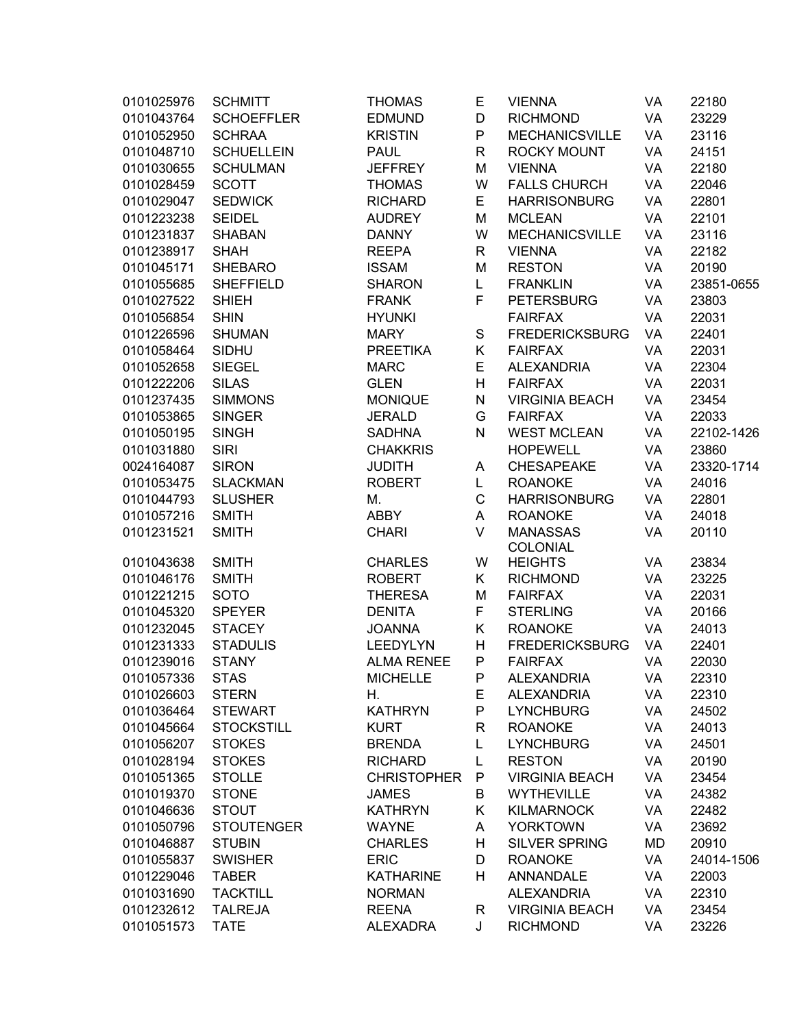| | | | | | | |
|---|---|---|---|---|---|---|
| 0101025976 | SCHMITT | THOMAS | E | VIENNA | VA | 22180 |
| 0101043764 | SCHOEFFLER | EDMUND | D | RICHMOND | VA | 23229 |
| 0101052950 | SCHRAA | KRISTIN | P | MECHANICSVILLE | VA | 23116 |
| 0101048710 | SCHUELLEIN | PAUL | R | ROCKY MOUNT | VA | 24151 |
| 0101030655 | SCHULMAN | JEFFREY | M | VIENNA | VA | 22180 |
| 0101028459 | SCOTT | THOMAS | W | FALLS CHURCH | VA | 22046 |
| 0101029047 | SEDWICK | RICHARD | E | HARRISONBURG | VA | 22801 |
| 0101223238 | SEIDEL | AUDREY | M | MCLEAN | VA | 22101 |
| 0101231837 | SHABAN | DANNY | W | MECHANICSVILLE | VA | 23116 |
| 0101238917 | SHAH | REEPA | R | VIENNA | VA | 22182 |
| 0101045171 | SHEBARO | ISSAM | M | RESTON | VA | 20190 |
| 0101055685 | SHEFFIELD | SHARON | L | FRANKLIN | VA | 23851-0655 |
| 0101027522 | SHIEH | FRANK | F | PETERSBURG | VA | 23803 |
| 0101056854 | SHIN | HYUNKI | | FAIRFAX | VA | 22031 |
| 0101226596 | SHUMAN | MARY | S | FREDERICKSBURG | VA | 22401 |
| 0101058464 | SIDHU | PREETIKA | K | FAIRFAX | VA | 22031 |
| 0101052658 | SIEGEL | MARC | E | ALEXANDRIA | VA | 22304 |
| 0101222206 | SILAS | GLEN | H | FAIRFAX | VA | 22031 |
| 0101237435 | SIMMONS | MONIQUE | N | VIRGINIA BEACH | VA | 23454 |
| 0101053865 | SINGER | JERALD | G | FAIRFAX | VA | 22033 |
| 0101050195 | SINGH | SADHNA | N | WEST MCLEAN | VA | 22102-1426 |
| 0101031880 | SIRI | CHAKKRIS | | HOPEWELL | VA | 23860 |
| 0024164087 | SIRON | JUDITH | A | CHESAPEAKE | VA | 23320-1714 |
| 0101053475 | SLACKMAN | ROBERT | L | ROANOKE | VA | 24016 |
| 0101044793 | SLUSHER | M. | C | HARRISONBURG | VA | 22801 |
| 0101057216 | SMITH | ABBY | A | ROANOKE | VA | 24018 |
| 0101231521 | SMITH | CHARI | V | MANASSAS | VA | 20110 |
| 0101043638 | SMITH | CHARLES | W | COLONIAL HEIGHTS | VA | 23834 |
| 0101046176 | SMITH | ROBERT | K | RICHMOND | VA | 23225 |
| 0101221215 | SOTO | THERESA | M | FAIRFAX | VA | 22031 |
| 0101045320 | SPEYER | DENITA | F | STERLING | VA | 20166 |
| 0101232045 | STACEY | JOANNA | K | ROANOKE | VA | 24013 |
| 0101231333 | STADULIS | LEEDYLYN | H | FREDERICKSBURG | VA | 22401 |
| 0101239016 | STANY | ALMA RENEE | P | FAIRFAX | VA | 22030 |
| 0101057336 | STAS | MICHELLE | P | ALEXANDRIA | VA | 22310 |
| 0101026603 | STERN | H. | E | ALEXANDRIA | VA | 22310 |
| 0101036464 | STEWART | KATHRYN | P | LYNCHBURG | VA | 24502 |
| 0101045664 | STOCKSTILL | KURT | R | ROANOKE | VA | 24013 |
| 0101056207 | STOKES | BRENDA | L | LYNCHBURG | VA | 24501 |
| 0101028194 | STOKES | RICHARD | L | RESTON | VA | 20190 |
| 0101051365 | STOLLE | CHRISTOPHER | P | VIRGINIA BEACH | VA | 23454 |
| 0101019370 | STONE | JAMES | B | WYTHEVILLE | VA | 24382 |
| 0101046636 | STOUT | KATHRYN | K | KILMARNOCK | VA | 22482 |
| 0101050796 | STOUTENGER | WAYNE | A | YORKTOWN | VA | 23692 |
| 0101046887 | STUBIN | CHARLES | H | SILVER SPRING | MD | 20910 |
| 0101055837 | SWISHER | ERIC | D | ROANOKE | VA | 24014-1506 |
| 0101229046 | TABER | KATHARINE | H | ANNANDALE | VA | 22003 |
| 0101031690 | TACKTILL | NORMAN | | ALEXANDRIA | VA | 22310 |
| 0101232612 | TALREJA | REENA | R | VIRGINIA BEACH | VA | 23454 |
| 0101051573 | TATE | ALEXADRA | J | RICHMOND | VA | 23226 |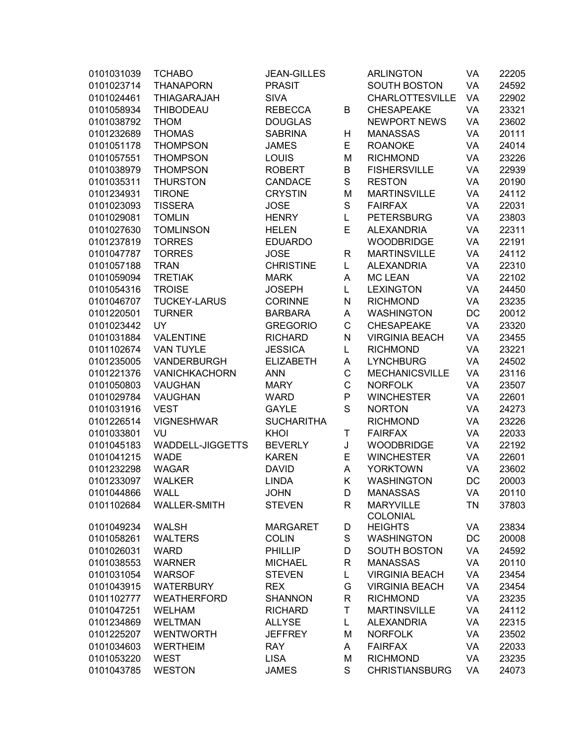| | | | | | | |
|---|---|---|---|---|---|---|
| 0101031039 | TCHABO | JEAN-GILLES | | ARLINGTON | VA | 22205 |
| 0101023714 | THANAPORN | PRASIT | | SOUTH BOSTON | VA | 24592 |
| 0101024461 | THIAGARAJAH | SIVA | | CHARLOTTESVILLE | VA | 22902 |
| 0101058934 | THIBODEAU | REBECCA | B | CHESAPEAKE | VA | 23321 |
| 0101038792 | THOM | DOUGLAS | | NEWPORT NEWS | VA | 23602 |
| 0101232689 | THOMAS | SABRINA | H | MANASSAS | VA | 20111 |
| 0101051178 | THOMPSON | JAMES | E | ROANOKE | VA | 24014 |
| 0101057551 | THOMPSON | LOUIS | M | RICHMOND | VA | 23226 |
| 0101038979 | THOMPSON | ROBERT | B | FISHERSVILLE | VA | 22939 |
| 0101035311 | THURSTON | CANDACE | S | RESTON | VA | 20190 |
| 0101234931 | TIRONE | CRYSTIN | M | MARTINSVILLE | VA | 24112 |
| 0101023093 | TISSERA | JOSE | S | FAIRFAX | VA | 22031 |
| 0101029081 | TOMLIN | HENRY | L | PETERSBURG | VA | 23803 |
| 0101027630 | TOMLINSON | HELEN | E | ALEXANDRIA | VA | 22311 |
| 0101237819 | TORRES | EDUARDO | | WOODBRIDGE | VA | 22191 |
| 0101047787 | TORRES | JOSE | R | MARTINSVILLE | VA | 24112 |
| 0101057188 | TRAN | CHRISTINE | L | ALEXANDRIA | VA | 22310 |
| 0101059094 | TRETIAK | MARK | A | MC LEAN | VA | 22102 |
| 0101054316 | TROISE | JOSEPH | L | LEXINGTON | VA | 24450 |
| 0101046707 | TUCKEY-LARUS | CORINNE | N | RICHMOND | VA | 23235 |
| 0101220501 | TURNER | BARBARA | A | WASHINGTON | DC | 20012 |
| 0101023442 | UY | GREGORIO | C | CHESAPEAKE | VA | 23320 |
| 0101031884 | VALENTINE | RICHARD | N | VIRGINIA BEACH | VA | 23455 |
| 0101102674 | VAN TUYLE | JESSICA | L | RICHMOND | VA | 23221 |
| 0101235005 | VANDERBURGH | ELIZABETH | A | LYNCHBURG | VA | 24502 |
| 0101221376 | VANICHKACHORN | ANN | C | MECHANICSVILLE | VA | 23116 |
| 0101050803 | VAUGHAN | MARY | C | NORFOLK | VA | 23507 |
| 0101029784 | VAUGHAN | WARD | P | WINCHESTER | VA | 22601 |
| 0101031916 | VEST | GAYLE | S | NORTON | VA | 24273 |
| 0101226514 | VIGNESHWAR | SUCHARITHA | | RICHMOND | VA | 23226 |
| 0101033801 | VU | KHOI | T | FAIRFAX | VA | 22033 |
| 0101045183 | WADDELL-JIGGETTS | BEVERLY | J | WOODBRIDGE | VA | 22192 |
| 0101041215 | WADE | KAREN | E | WINCHESTER | VA | 22601 |
| 0101232298 | WAGAR | DAVID | A | YORKTOWN | VA | 23602 |
| 0101233097 | WALKER | LINDA | K | WASHINGTON | DC | 20003 |
| 0101044866 | WALL | JOHN | D | MANASSAS | VA | 20110 |
| 0101102684 | WALLER-SMITH | STEVEN | R | MARYVILLE | TN | 37803 |
| 0101049234 | WALSH | MARGARET | D | COLONIAL HEIGHTS | VA | 23834 |
| 0101058261 | WALTERS | COLIN | S | WASHINGTON | DC | 20008 |
| 0101026031 | WARD | PHILLIP | D | SOUTH BOSTON | VA | 24592 |
| 0101038553 | WARNER | MICHAEL | R | MANASSAS | VA | 20110 |
| 0101031054 | WARSOF | STEVEN | L | VIRGINIA BEACH | VA | 23454 |
| 0101043915 | WATERBURY | REX | G | VIRGINIA BEACH | VA | 23454 |
| 0101102777 | WEATHERFORD | SHANNON | R | RICHMOND | VA | 23235 |
| 0101047251 | WELHAM | RICHARD | T | MARTINSVILLE | VA | 24112 |
| 0101234869 | WELTMAN | ALLYSE | L | ALEXANDRIA | VA | 22315 |
| 0101225207 | WENTWORTH | JEFFREY | M | NORFOLK | VA | 23502 |
| 0101034603 | WERTHEIM | RAY | A | FAIRFAX | VA | 22033 |
| 0101053220 | WEST | LISA | M | RICHMOND | VA | 23235 |
| 0101043785 | WESTON | JAMES | S | CHRISTIANSBURG | VA | 24073 |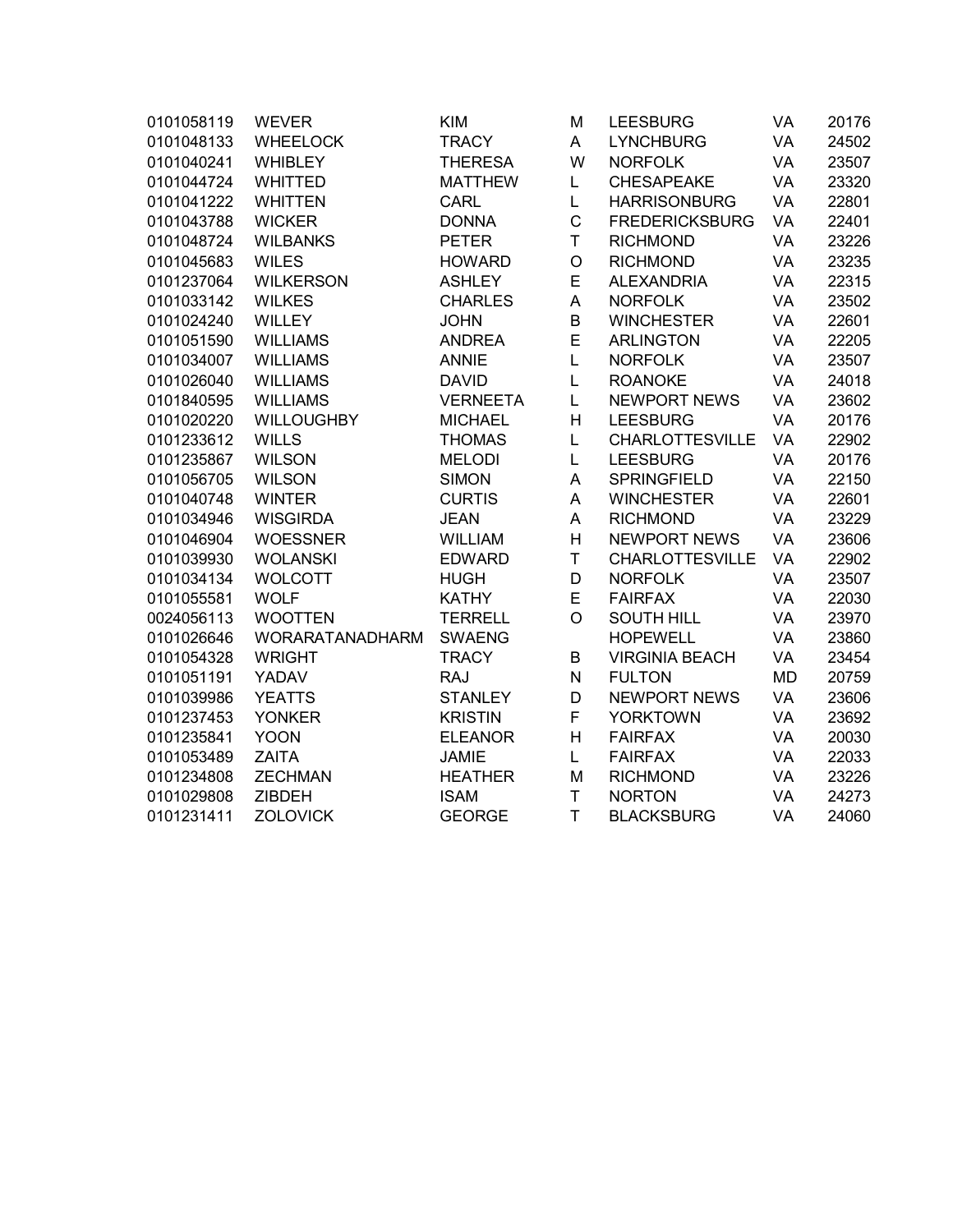| | | | | | | |
|---|---|---|---|---|---|---|
| 0101058119 | WEVER | KIM | M | LEESBURG | VA | 20176 |
| 0101048133 | WHEELOCK | TRACY | A | LYNCHBURG | VA | 24502 |
| 0101040241 | WHIBLEY | THERESA | W | NORFOLK | VA | 23507 |
| 0101044724 | WHITTED | MATTHEW | L | CHESAPEAKE | VA | 23320 |
| 0101041222 | WHITTEN | CARL | L | HARRISONBURG | VA | 22801 |
| 0101043788 | WICKER | DONNA | C | FREDERICKSBURG | VA | 22401 |
| 0101048724 | WILBANKS | PETER | T | RICHMOND | VA | 23226 |
| 0101045683 | WILES | HOWARD | O | RICHMOND | VA | 23235 |
| 0101237064 | WILKERSON | ASHLEY | E | ALEXANDRIA | VA | 22315 |
| 0101033142 | WILKES | CHARLES | A | NORFOLK | VA | 23502 |
| 0101024240 | WILLEY | JOHN | B | WINCHESTER | VA | 22601 |
| 0101051590 | WILLIAMS | ANDREA | E | ARLINGTON | VA | 22205 |
| 0101034007 | WILLIAMS | ANNIE | L | NORFOLK | VA | 23507 |
| 0101026040 | WILLIAMS | DAVID | L | ROANOKE | VA | 24018 |
| 0101840595 | WILLIAMS | VERNEETA | L | NEWPORT NEWS | VA | 23602 |
| 0101020220 | WILLOUGHBY | MICHAEL | H | LEESBURG | VA | 20176 |
| 0101233612 | WILLS | THOMAS | L | CHARLOTTESVILLE | VA | 22902 |
| 0101235867 | WILSON | MELODI | L | LEESBURG | VA | 20176 |
| 0101056705 | WILSON | SIMON | A | SPRINGFIELD | VA | 22150 |
| 0101040748 | WINTER | CURTIS | A | WINCHESTER | VA | 22601 |
| 0101034946 | WISGIRDA | JEAN | A | RICHMOND | VA | 23229 |
| 0101046904 | WOESSNER | WILLIAM | H | NEWPORT NEWS | VA | 23606 |
| 0101039930 | WOLANSKI | EDWARD | T | CHARLOTTESVILLE | VA | 22902 |
| 0101034134 | WOLCOTT | HUGH | D | NORFOLK | VA | 23507 |
| 0101055581 | WOLF | KATHY | E | FAIRFAX | VA | 22030 |
| 0024056113 | WOOTTEN | TERRELL | O | SOUTH HILL | VA | 23970 |
| 0101026646 | WORARATANADHARM | SWAENG | | HOPEWELL | VA | 23860 |
| 0101054328 | WRIGHT | TRACY | B | VIRGINIA BEACH | VA | 23454 |
| 0101051191 | YADAV | RAJ | N | FULTON | MD | 20759 |
| 0101039986 | YEATTS | STANLEY | D | NEWPORT NEWS | VA | 23606 |
| 0101237453 | YONKER | KRISTIN | F | YORKTOWN | VA | 23692 |
| 0101235841 | YOON | ELEANOR | H | FAIRFAX | VA | 20030 |
| 0101053489 | ZAITA | JAMIE | L | FAIRFAX | VA | 22033 |
| 0101234808 | ZECHMAN | HEATHER | M | RICHMOND | VA | 23226 |
| 0101029808 | ZIBDEH | ISAM | T | NORTON | VA | 24273 |
| 0101231411 | ZOLOVICK | GEORGE | T | BLACKSBURG | VA | 24060 |